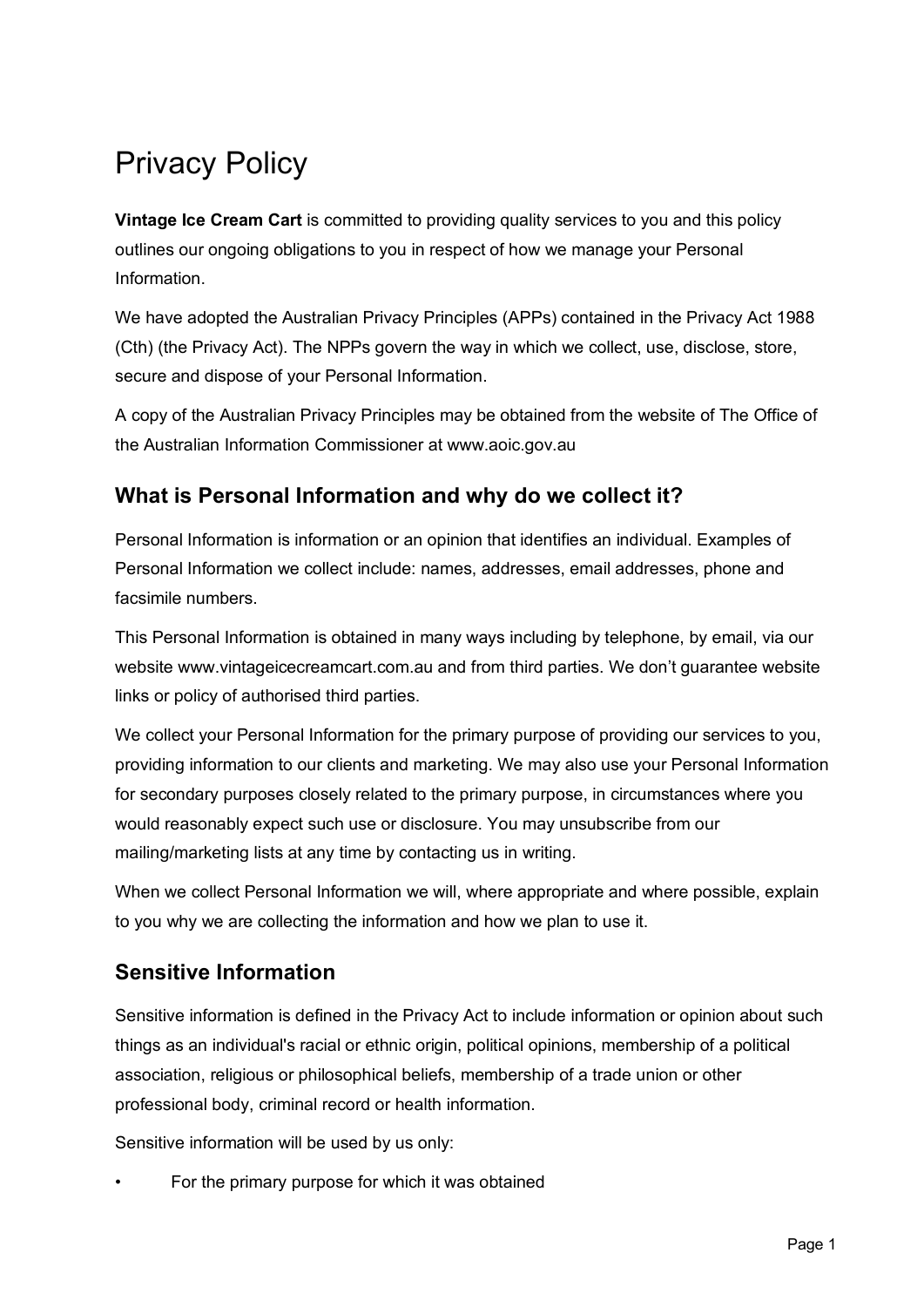# Privacy Policy

**Vintage Ice Cream Cart** is committed to providing quality services to you and this policy outlines our ongoing obligations to you in respect of how we manage your Personal Information.

We have adopted the Australian Privacy Principles (APPs) contained in the Privacy Act 1988 (Cth) (the Privacy Act). The NPPs govern the way in which we collect, use, disclose, store, secure and dispose of your Personal Information.

A copy of the Australian Privacy Principles may be obtained from the website of The Office of the Australian Information Commissioner at www.aoic.gov.au

## What is Personal Information and why do we collect it?

Personal Information is information or an opinion that identifies an individual. Examples of Personal Information we collect include: names, addresses, email addresses, phone and facsimile numbers.

This Personal Information is obtained in many ways including by telephone, by email, via our website www.vintageicecreamcart.com.au and from third parties. We don't guarantee website links or policy of authorised third parties.

We collect your Personal Information for the primary purpose of providing our services to you, providing information to our clients and marketing. We may also use your Personal Information for secondary purposes closely related to the primary purpose, in circumstances where you would reasonably expect such use or disclosure. You may unsubscribe from our mailing/marketing lists at any time by contacting us in writing.

When we collect Personal Information we will, where appropriate and where possible, explain to you why we are collecting the information and how we plan to use it.

## Sensitive Information

Sensitive information is defined in the Privacy Act to include information or opinion about such things as an individual's racial or ethnic origin, political opinions, membership of a political association, religious or philosophical beliefs, membership of a trade union or other professional body, criminal record or health information.

Sensitive information will be used by us only:

- For the primary purpose for which it was obtained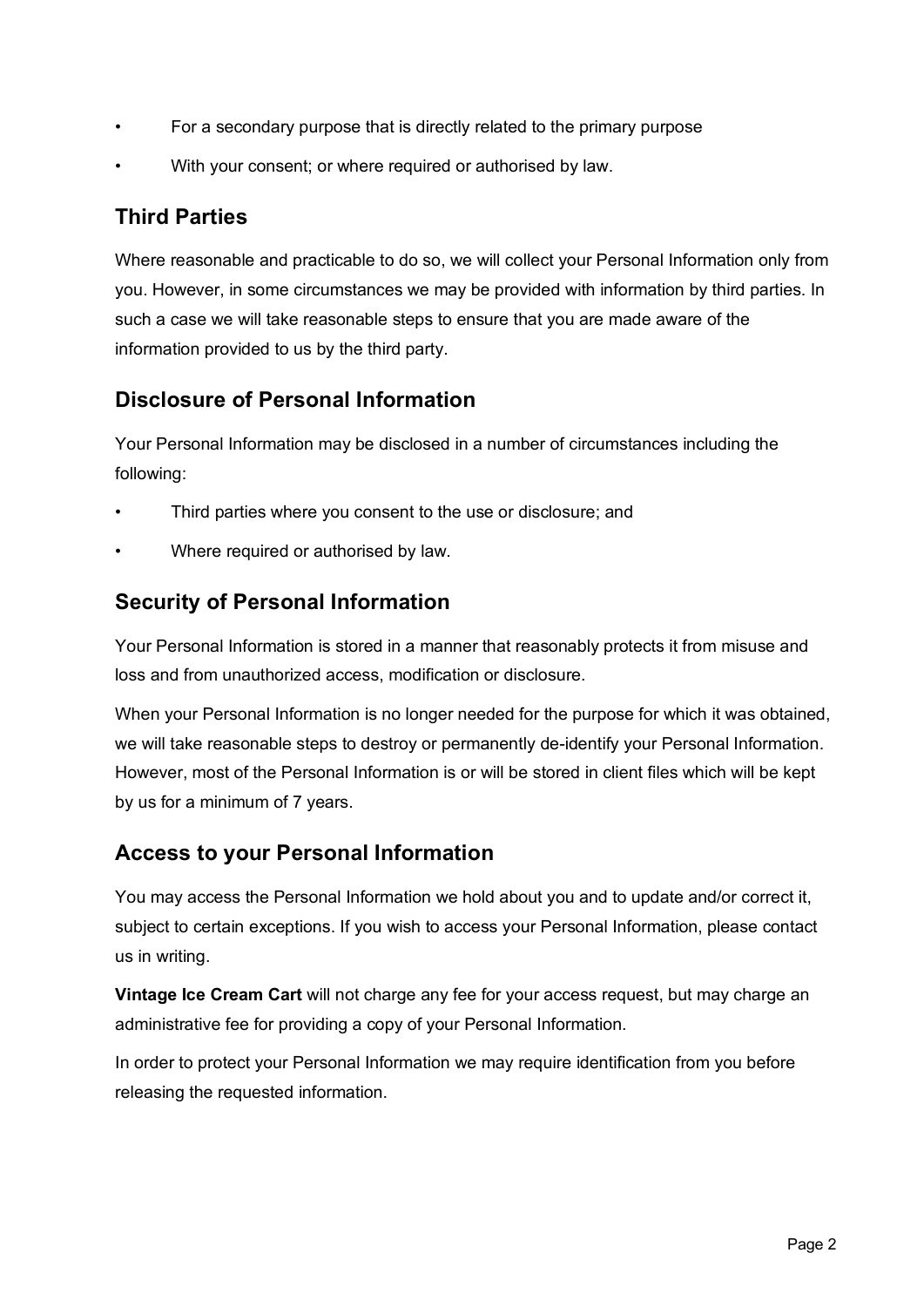- For a secondary purpose that is directly related to the primary purpose
- With your consent; or where required or authorised by law.

## Third Parties

Where reasonable and practicable to do so, we will collect your Personal Information only from you. However, in some circumstances we may be provided with information by third parties. In such a case we will take reasonable steps to ensure that you are made aware of the information provided to us by the third party.

## Disclosure of Personal Information

Your Personal Information may be disclosed in a number of circumstances including the following:

- Third parties where you consent to the use or disclosure; and
- Where required or authorised by law.

## Security of Personal Information

Your Personal Information is stored in a manner that reasonably protects it from misuse and loss and from unauthorized access, modification or disclosure.

When your Personal Information is no longer needed for the purpose for which it was obtained, we will take reasonable steps to destroy or permanently de-identify your Personal Information. However, most of the Personal Information is or will be stored in client files which will be kept by us for a minimum of 7 years.

## Access to your Personal Information

You may access the Personal Information we hold about you and to update and/or correct it, subject to certain exceptions. If you wish to access your Personal Information, please contact us in writing.

**Vintage Ice Cream Cart** will not charge any fee for your access request, but may charge an administrative fee for providing a copy of your Personal Information.

In order to protect your Personal Information we may require identification from you before releasing the requested information.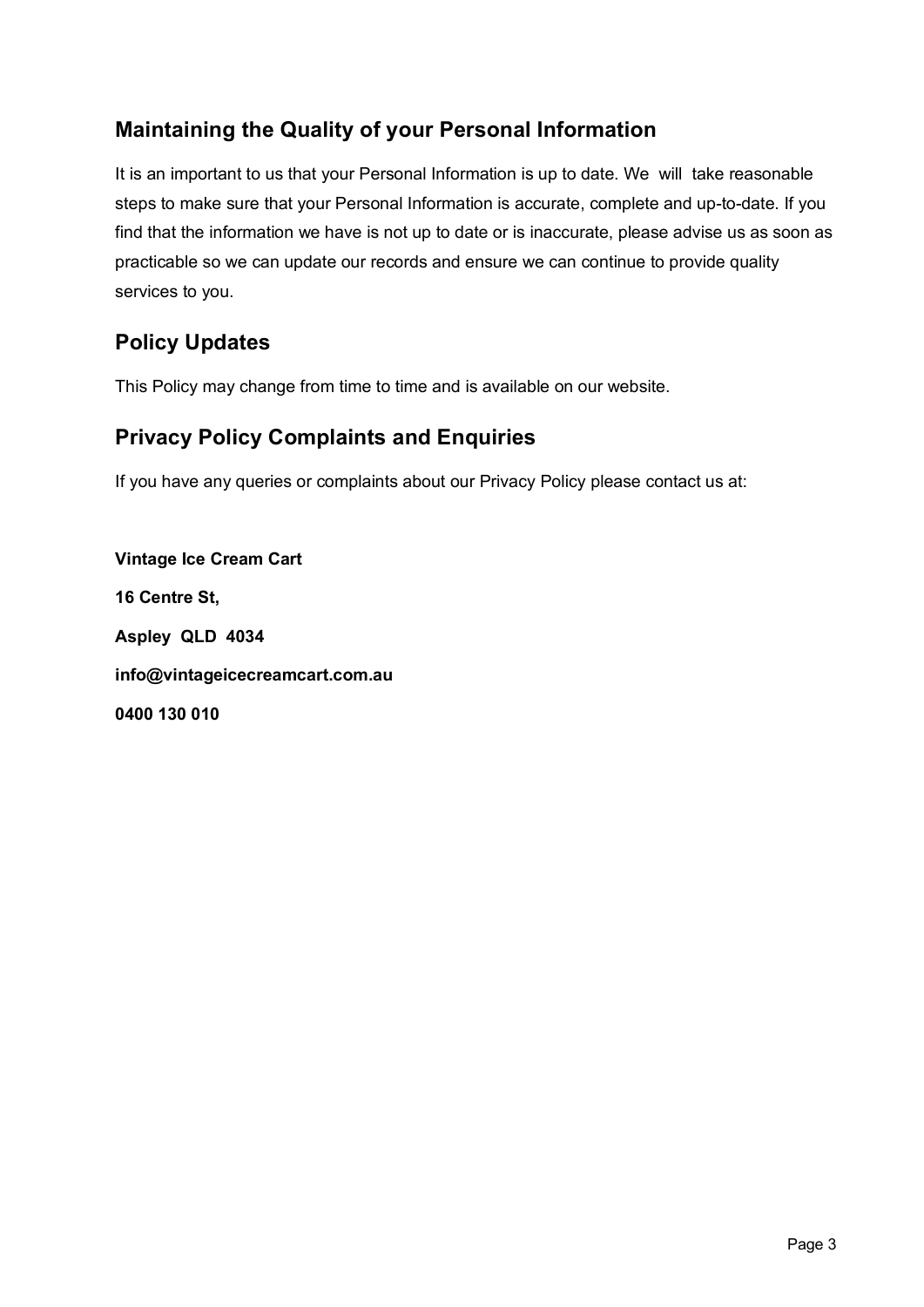## Maintaining the Quality of your Personal Information

It is an important to us that your Personal Information is up to date. We will take reasonable steps to make sure that your Personal Information is accurate, complete and up-to-date. If you find that the information we have is not up to date or is inaccurate, please advise us as soon as practicable so we can update our records and ensure we can continue to provide quality services to you.

## Policy Updates

This Policy may change from time to time and is available on our website.

## Privacy Policy Complaints and Enquiries

If you have any queries or complaints about our Privacy Policy please contact us at:

**Vintage Ice Cream Cart**

**16 Centre St,**

**Aspley QLD 4034**

**info@vintageicecreamcart.com.au**

**0400 130 010**